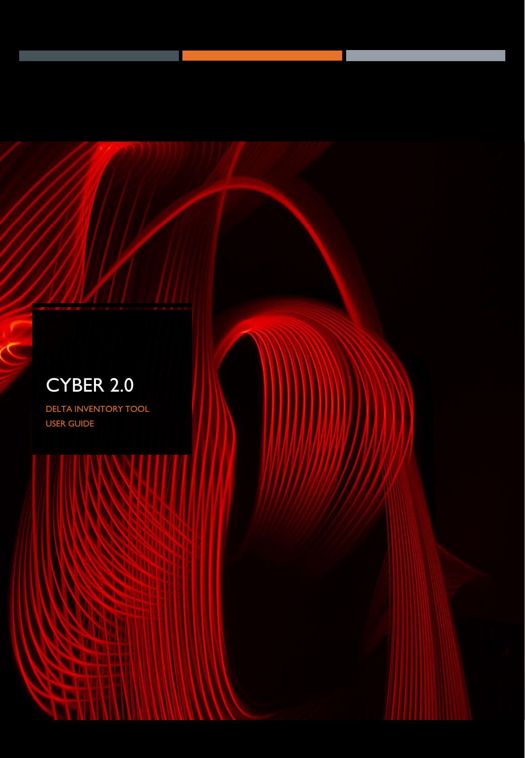# CYBER 2.0

DELTA INVENTORY TOOL

USER GUIDE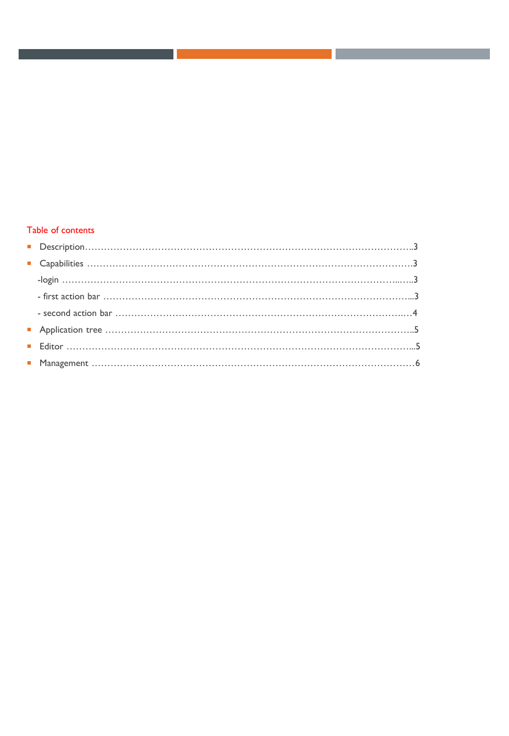## Table of contents

- Description……………………………………………………………………………………………..3
- Capabilities ……………………………………………………………………………………………3

  -login ……………………………………………………………………………………………...…..3

  - first action bar ……………………………………………………………………………………...3

  - second action bar …………………………………………………………………………….…4
- Application tree ……………………………………………………………………………………..5
- Editor ……………………………………………………………………………………………………...5
- Management ………………………………………………………………………………………….6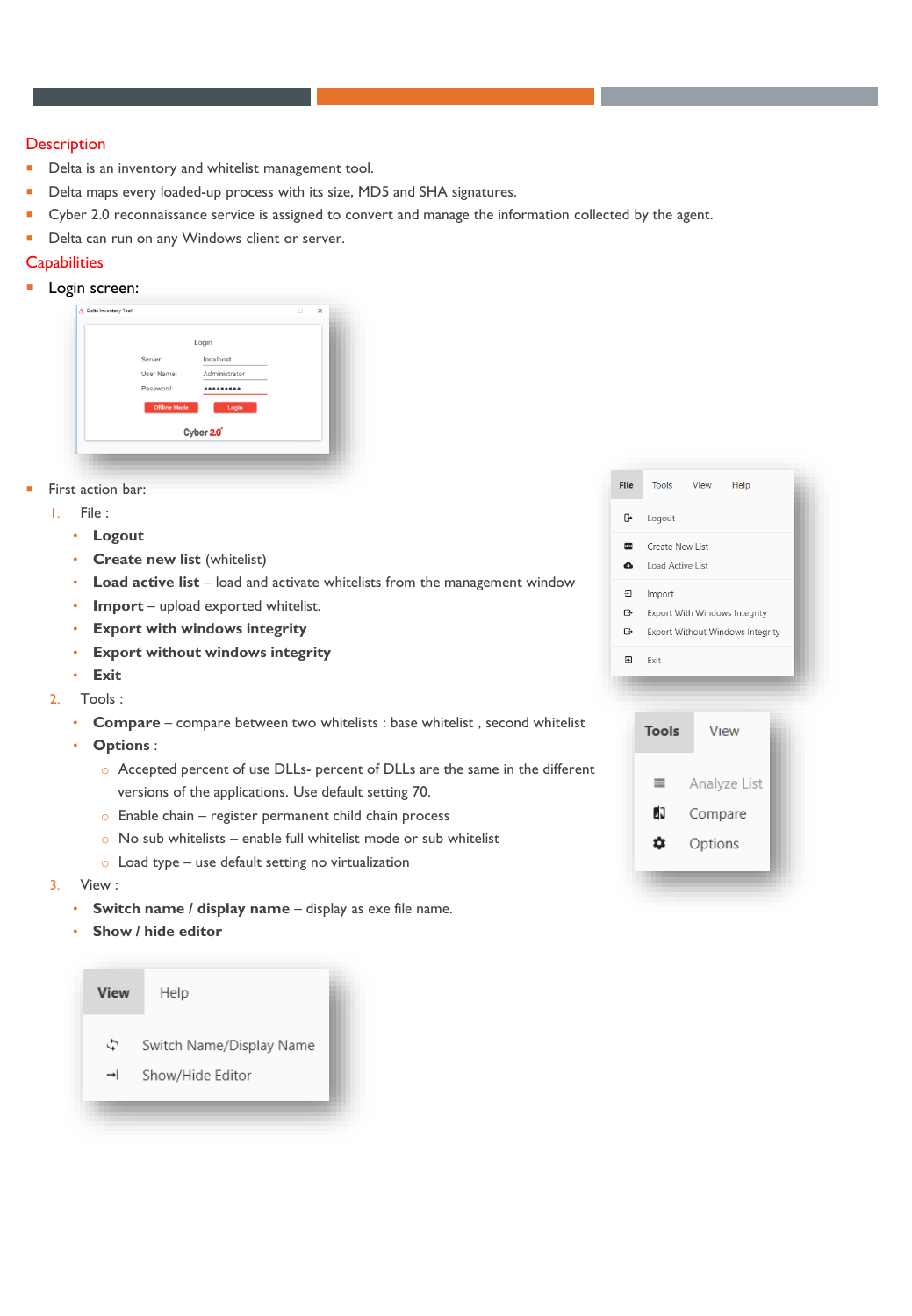## Description

- Delta is an inventory and whitelist management tool.
- Delta maps every loaded-up process with its size, MD5 and SHA signatures.
- Cyber 2.0 reconnaissance service is assigned to convert and manage the information collected by the agent.
- Delta can run on any Windows client or server.

## Capabilities

- Login screen:

- First action bar:

1. File :
   - **Logout**
   - **Create new list** (whitelist)
   - **Load active list** – load and activate whitelists from the management window
   - **Import** – upload exported whitelist.
   - **Export with windows integrity**
   - **Export without windows integrity**
   - **Exit**
2. Tools :
   - **Compare** – compare between two whitelists : base whitelist , second whitelist
   - **Options** :
     - Accepted percent of use DLLs- percent of DLLs are the same in the different versions of the applications. Use default setting 70.
     - Enable chain – register permanent child chain process
     - No sub whitelists – enable full whitelist mode or sub whitelist
     - Load type – use default setting no virtualization
3. View :
   - **Switch name / display name** – display as exe file name.
   - **Show / hide editor**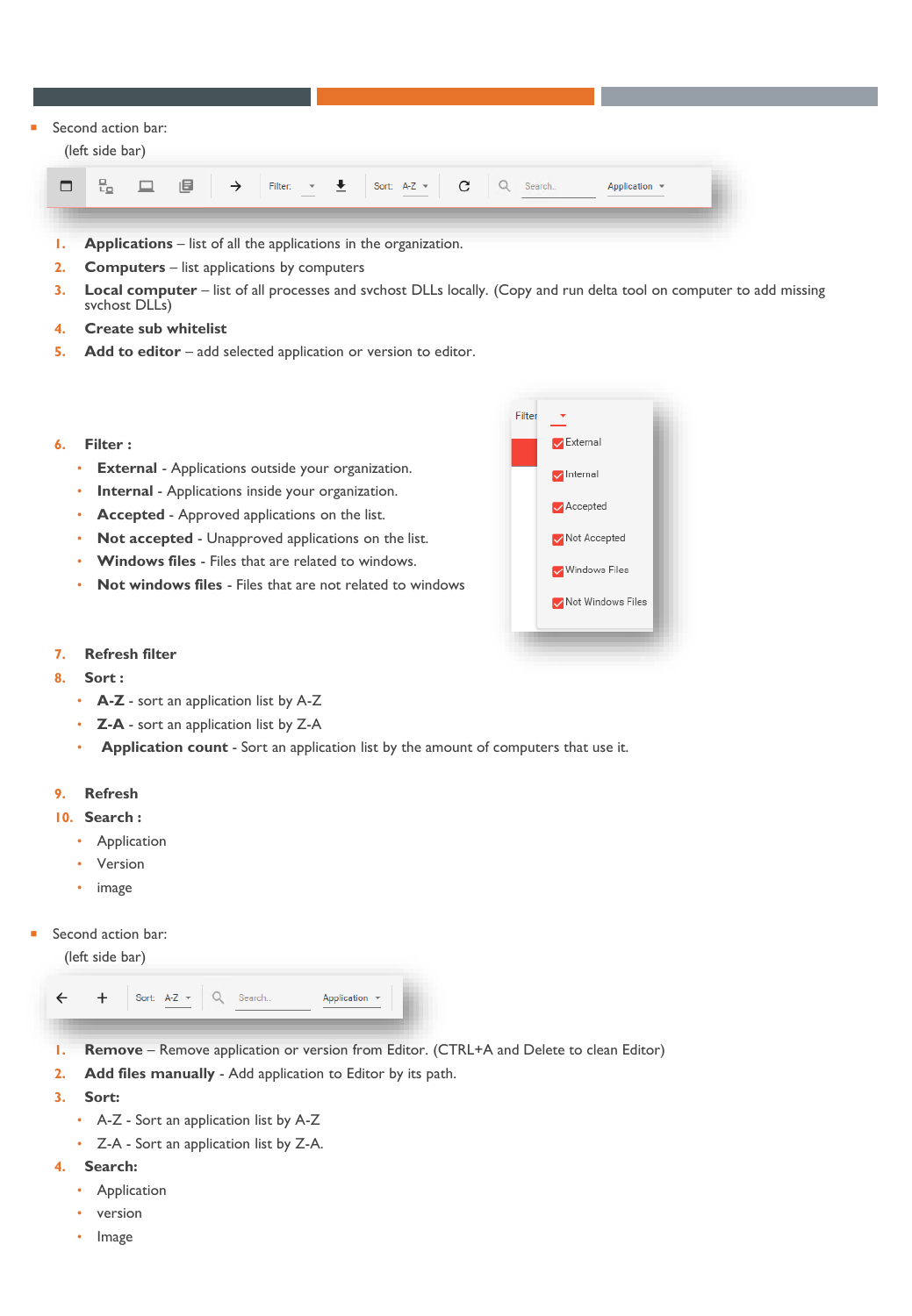- Second action bar:

  (left side bar)

1. **Applications** – list of all the applications in the organization.
2. **Computers** – list applications by computers
3. **Local computer** – list of all processes and svchost DLLs locally. (Copy and run delta tool on computer to add missing svchost DLLs)
4. **Create sub whitelist**
5. **Add to editor** – add selected application or version to editor.
6. **Filter :**
   - **External** - Applications outside your organization.
   - **Internal** - Applications inside your organization.
   - **Accepted** - Approved applications on the list.
   - **Not accepted** - Unapproved applications on the list.
   - **Windows files** - Files that are related to windows.
   - **Not windows files** - Files that are not related to windows
7. **Refresh filter**
8. **Sort :**
   - **A-Z** - sort an application list by A-Z
   - **Z-A** - sort an application list by Z-A
   - **Application count** - Sort an application list by the amount of computers that use it.
9. **Refresh**
10. **Search :**
    - Application
    - Version
    - image

- Second action bar:

  (left side bar)

1. **Remove** – Remove application or version from Editor. (CTRL+A and Delete to clean Editor)
2. **Add files manually** - Add application to Editor by its path.
3. **Sort:**
   - A-Z - Sort an application list by A-Z
   - Z-A - Sort an application list by Z-A.
4. **Search:**
   - Application
   - version
   - Image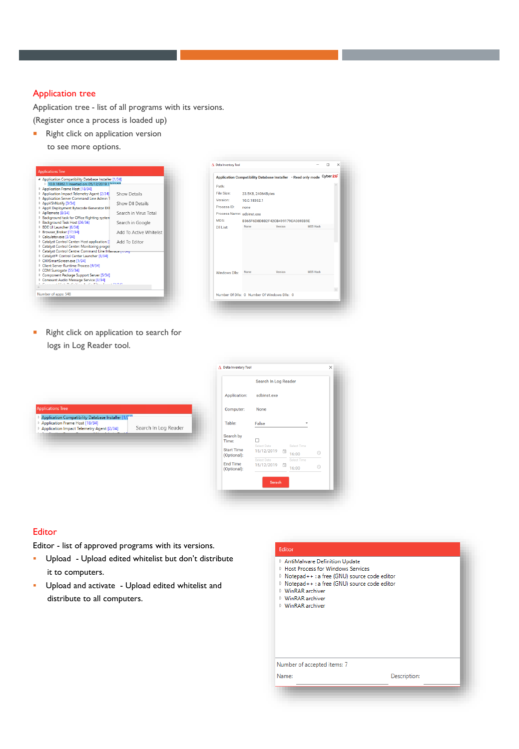## Application tree

Application tree - list of all programs with its versions.
(Register once a process is loaded up)

- Right click on application version to see more options.

- Right click on application to search for logs in Log Reader tool.

## Editor

Editor - list of approved programs with its versions.

- Upload - Upload edited whitelist but don't distribute it to computers.
- Upload and activate - Upload edited whitelist and distribute to all computers.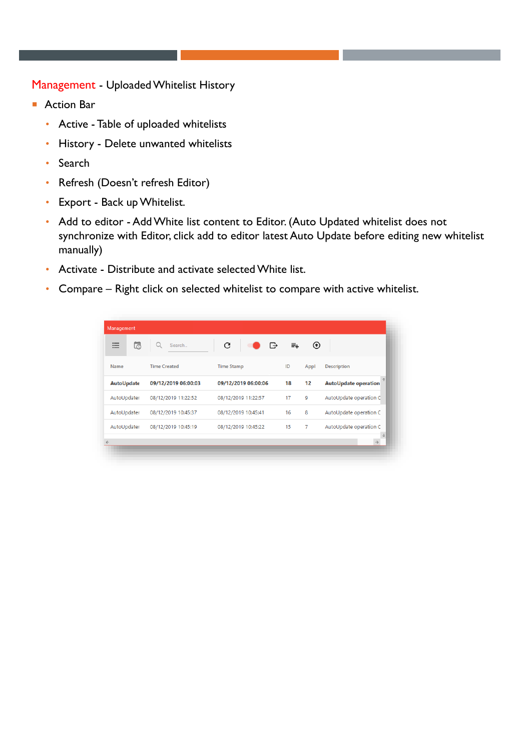## Management - Uploaded Whitelist History

- Action Bar
  - Active - Table of uploaded whitelists
  - History - Delete unwanted whitelists
  - Search
  - Refresh (Doesn't refresh Editor)
  - Export - Back up Whitelist.
  - Add to editor - Add White list content to Editor. (Auto Updated whitelist does not synchronize with Editor, click add to editor latest Auto Update before editing new whitelist manually)
  - Activate - Distribute and activate selected White list.
  - Compare – Right click on selected whitelist to compare with active whitelist.

Management

Search..

| Name | Time Created | Time Stamp | ID | Appl | Description |
| --- | --- | --- | --- | --- | --- |
| **AutoUpdate** | **09/12/2019 06:00:03** | **09/12/2019 06:00:06** | **18** | **12** | **AutoUpdate operation** |
| AutoUpdater | 08/12/2019 11:22:52 | 08/12/2019 11:22:57 | 17 | 9 | AutoUpdate operation C |
| AutoUpdater | 08/12/2019 10:45:37 | 08/12/2019 10:45:41 | 16 | 8 | AutoUpdate operation C |
| AutoUpdater | 08/12/2019 10:45:19 | 08/12/2019 10:45:22 | 15 | 7 | AutoUpdate operation C |